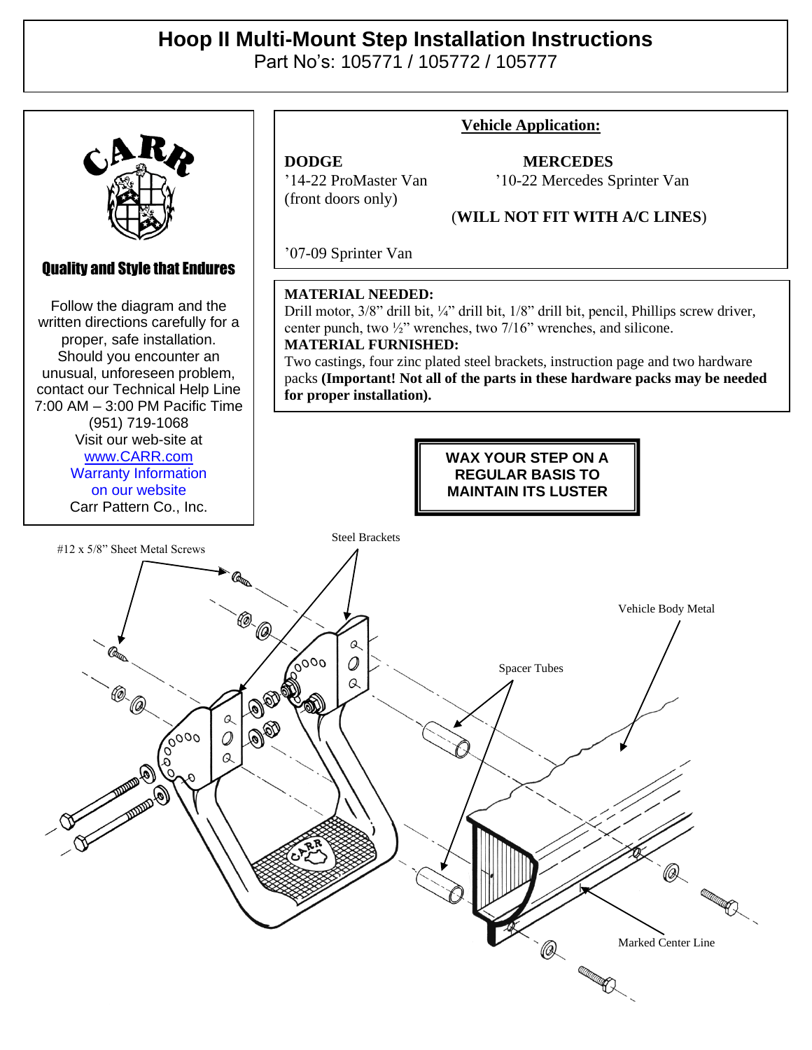# Hoop II Multi-Mount Step Installation Instructions

Part No's: 105771 / 105772 / 105777

**Quality and Style that Endures**

Follow the diagram and the written directions carefully for a proper, safe installation. Should you encounter an unusual, unforeseen problem, contact our Technical Help Line 7:00 AM – 3:00 PM Pacific Time (951) 719-1068

Visit our web-site at www.CARR.com

Warranty Information on our website

Carr Pattern Co., Inc.

## Vehicle Application:

**DODGE**
'14-22 ProMaster Van (front doors only)

**MERCEDES**
'10-22 Mercedes Sprinter Van

(**WILL NOT FIT WITH A/C LINES**)

'07-09 Sprinter Van

**MATERIAL NEEDED:**
Drill motor, 3/8" drill bit, ¼" drill bit, 1/8" drill bit, pencil, Phillips screw driver, center punch, two ½" wrenches, two 7/16" wrenches, and silicone.

**MATERIAL FURNISHED:**
Two castings, four zinc plated steel brackets, instruction page and two hardware packs **(Important! Not all of the parts in these hardware packs may be needed for proper installation).**

**WAX YOUR STEP ON A REGULAR BASIS TO MAINTAIN ITS LUSTER**

#12 x 5/8" Sheet Metal Screws

Steel Brackets

Vehicle Body Metal

Spacer Tubes

Marked Center Line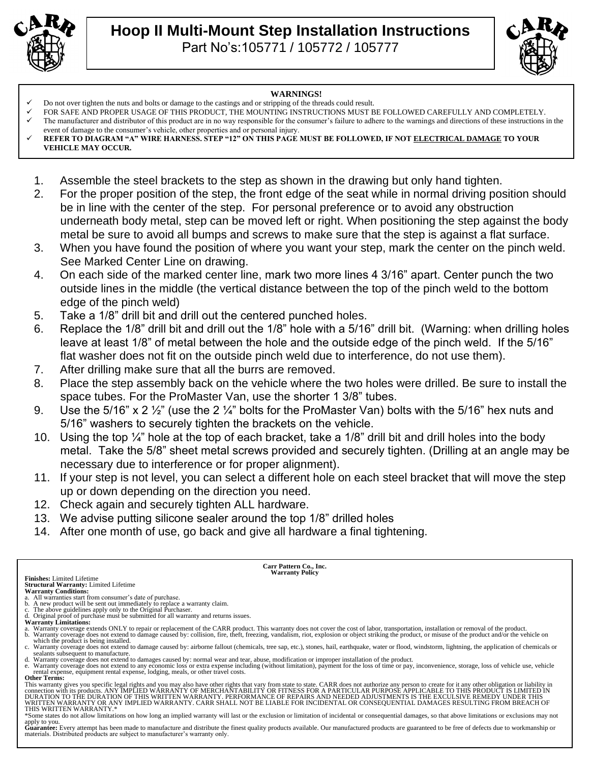# Hoop II Multi-Mount Step Installation Instructions

Part No's:105771 / 105772 / 105777

**WARNINGS!**

- ✓ Do not over tighten the nuts and bolts or damage to the castings and or stripping of the threads could result.
- ✓ FOR SAFE AND PROPER USAGE OF THIS PRODUCT, THE MOUNTING INSTRUCTIONS MUST BE FOLLOWED CAREFULLY AND COMPLETELY.
- ✓ The manufacturer and distributor of this product are in no way responsible for the consumer's failure to adhere to the warnings and directions of these instructions in the event of damage to the consumer's vehicle, other properties and or personal injury.
- ✓ **REFER TO DIAGRAM "A" WIRE HARNESS. STEP "12" ON THIS PAGE MUST BE FOLLOWED, IF NOT ELECTRICAL DAMAGE TO YOUR VEHICLE MAY OCCUR.**

1. Assemble the steel brackets to the step as shown in the drawing but only hand tighten.
2. For the proper position of the step, the front edge of the seat while in normal driving position should be in line with the center of the step. For personal preference or to avoid any obstruction underneath body metal, step can be moved left or right. When positioning the step against the body metal be sure to avoid all bumps and screws to make sure that the step is against a flat surface.
3. When you have found the position of where you want your step, mark the center on the pinch weld. See Marked Center Line on drawing.
4. On each side of the marked center line, mark two more lines 4 3/16" apart. Center punch the two outside lines in the middle (the vertical distance between the top of the pinch weld to the bottom edge of the pinch weld)
5. Take a 1/8" drill bit and drill out the centered punched holes.
6. Replace the 1/8" drill bit and drill out the 1/8" hole with a 5/16" drill bit. (Warning: when drilling holes leave at least 1/8" of metal between the hole and the outside edge of the pinch weld. If the 5/16" flat washer does not fit on the outside pinch weld due to interference, do not use them).
7. After drilling make sure that all the burrs are removed.
8. Place the step assembly back on the vehicle where the two holes were drilled. Be sure to install the space tubes. For the ProMaster Van, use the shorter 1 3/8" tubes.
9. Use the 5/16" x 2 ½" (use the 2 ¼" bolts for the ProMaster Van) bolts with the 5/16" hex nuts and 5/16" washers to securely tighten the brackets on the vehicle.
10. Using the top ¼" hole at the top of each bracket, take a 1/8" drill bit and drill holes into the body metal. Take the 5/8" sheet metal screws provided and securely tighten. (Drilling at an angle may be necessary due to interference or for proper alignment).
11. If your step is not level, you can select a different hole on each steel bracket that will move the step up or down depending on the direction you need.
12. Check again and securely tighten ALL hardware.
13. We advise putting silicone sealer around the top 1/8" drilled holes
14. After one month of use, go back and give all hardware a final tightening.

**Carr Pattern Co., Inc.**
**Warranty Policy**

**Finishes:** Limited Lifetime
**Structural Warranty:** Limited Lifetime
**Warranty Conditions:**

a. All warranties start from consumer's date of purchase.
b. A new product will be sent out immediately to replace a warranty claim.
c. The above guidelines apply only to the Original Purchaser.
d. Original proof of purchase must be submitted for all warranty and returns issues.

**Warranty Limitations:**

a. Warranty coverage extends ONLY to repair or replacement of the CARR product. This warranty does not cover the cost of labor, transportation, installation or removal of the product.
b. Warranty coverage does not extend to damage caused by: collision, fire, theft, freezing, vandalism, riot, explosion or object striking the product, or misuse of the product and/or the vehicle on which the product is being installed.
c. Warranty coverage does not extend to damage caused by: airborne fallout (chemicals, tree sap, etc.), stones, hail, earthquake, water or flood, windstorm, lightning, the application of chemicals or sealants subsequent to manufacture.
d. Warranty coverage does not extend to damages caused by: normal wear and tear, abuse, modification or improper installation of the product.
e. Warranty coverage does not extend to any economic loss or extra expense including (without limitation), payment for the loss of time or pay, inconvenience, storage, loss of vehicle use, vehicle rental expense, equipment rental expense, lodging, meals, or other travel costs.

**Other Terms:**

This warranty gives you specific legal rights and you may also have other rights that vary from state to state. CARR does not authorize any person to create for it any other obligation or liability in connection with its products. ANY IMPLIED WARRANTY OF MERCHANTABILITY OR FITNESS FOR A PARTICULAR PURPOSE APPLICABLE TO THIS PRODUCT IS LIMITED IN DURATION TO THE DURATION OF THIS WRITTEN WARRANTY. PERFORMANCE OF REPAIRS AND NEEDED ADJUSTMENTS IS THE EXCULSIVE REMEDY UNDER THIS WRITTEN WARRANTY OR ANY IMPLIED WARRANTY. CARR SHALL NOT BE LIABLE FOR INCIDENTAL OR CONSEQUENTIAL DAMAGES RESULTING FROM BREACH OF THIS WRITTEN WARRANTY.*

*Some states do not allow limitations on how long an implied warranty will last or the exclusion or limitation of incidental or consequential damages, so that above limitations or exclusions may not apply to you.

**Guarantee:** Every attempt has been made to manufacture and distribute the finest quality products available. Our manufactured products are guaranteed to be free of defects due to workmanship or materials. Distributed products are subject to manufacturer's warranty only.